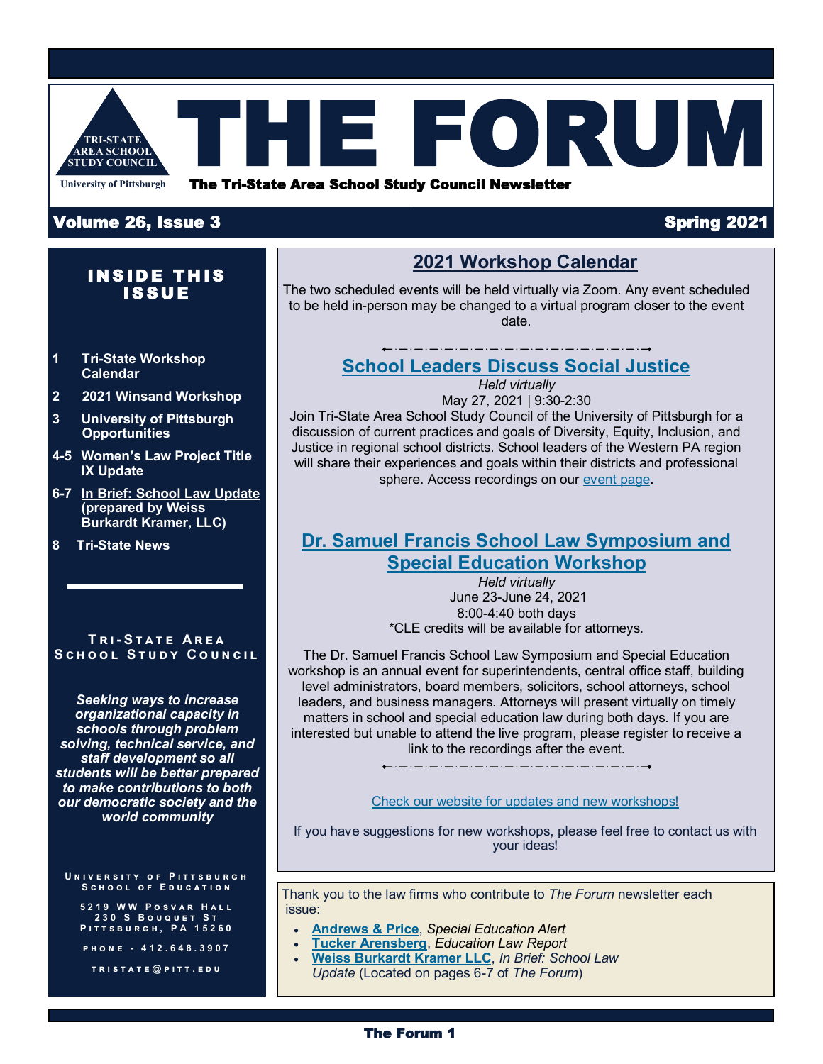TRI-STATE AREA SCHOOL STUDY COUNCIL

University of Pittsburgh

# THE FORUM

**The Tri-State Area School Study Council Newsletter**

**Volume 26, Issue 3** — **Spring 2021**

## INSIDE THIS ISSUE

- **1** Tri-State Workshop Calendar
- **2** 2021 Winsand Workshop
- **3** University of Pittsburgh Opportunities
- **4-5** Women's Law Project Title IX Update
- **6-7** In Brief: School Law Update (prepared by Weiss Burkardt Kramer, LLC)
- **8** Tri-State News

**Tri-State Area School Study Council**

***Seeking ways to increase organizational capacity in schools through problem solving, technical service, and staff development so all students will be better prepared to make contributions to both our democratic society and the world community***

University of Pittsburgh
School of Education

5219 WW Posvar Hall
230 S Bouquet St
Pittsburgh, PA 15260

Phone - 412.648.3907

tristate@pitt.edu

## 2021 Workshop Calendar

The two scheduled events will be held virtually via Zoom. Any event scheduled to be held in-person may be changed to a virtual program closer to the event date.

### School Leaders Discuss Social Justice

*Held virtually*
May 27, 2021 | 9:30-2:30

Join Tri-State Area School Study Council of the University of Pittsburgh for a discussion of current practices and goals of Diversity, Equity, Inclusion, and Justice in regional school districts. School leaders of the Western PA region will share their experiences and goals within their districts and professional sphere. Access recordings on our event page.

### Dr. Samuel Francis School Law Symposium and Special Education Workshop

*Held virtually*
June 23-June 24, 2021
8:00-4:40 both days
*CLE credits will be available for attorneys.

The Dr. Samuel Francis School Law Symposium and Special Education workshop is an annual event for superintendents, central office staff, building level administrators, board members, solicitors, school attorneys, school leaders, and business managers. Attorneys will present virtually on timely matters in school and special education law during both days. If you are interested but unable to attend the live program, please register to receive a link to the recordings after the event.

Check our website for updates and new workshops!

If you have suggestions for new workshops, please feel free to contact us with your ideas!

Thank you to the law firms who contribute to *The Forum* newsletter each issue:

- **Andrews & Price**, *Special Education Alert*
- **Tucker Arensberg**, *Education Law Report*
- **Weiss Burkardt Kramer LLC**, *In Brief: School Law Update* (Located on pages 6-7 of *The Forum*)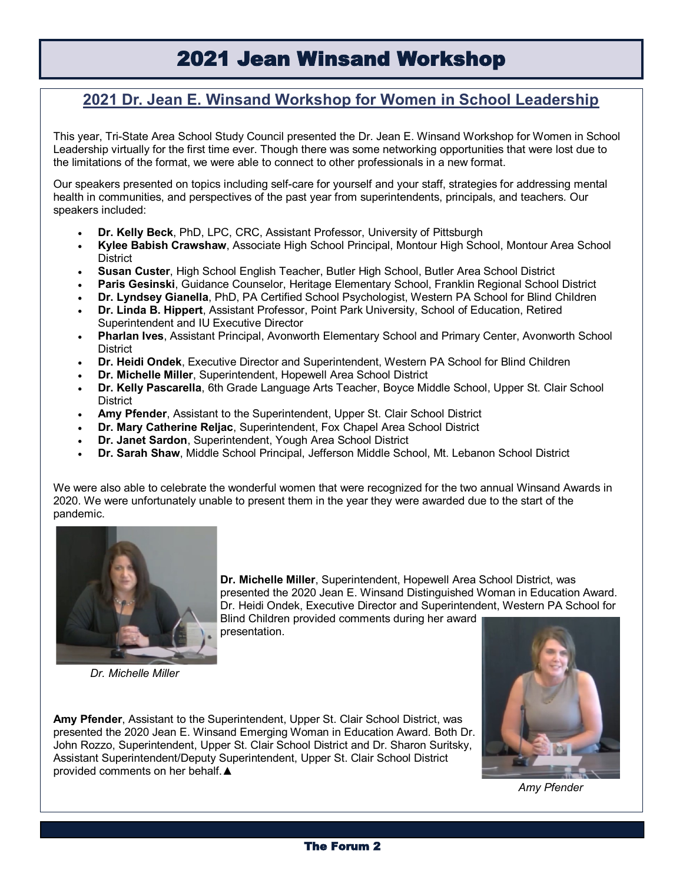# 2021 Jean Winsand Workshop

## 2021 Dr. Jean E. Winsand Workshop for Women in School Leadership

This year, Tri-State Area School Study Council presented the Dr. Jean E. Winsand Workshop for Women in School Leadership virtually for the first time ever. Though there was some networking opportunities that were lost due to the limitations of the format, we were able to connect to other professionals in a new format.

Our speakers presented on topics including self-care for yourself and your staff, strategies for addressing mental health in communities, and perspectives of the past year from superintendents, principals, and teachers. Our speakers included:

- **Dr. Kelly Beck**, PhD, LPC, CRC, Assistant Professor, University of Pittsburgh
- **Kylee Babish Crawshaw**, Associate High School Principal, Montour High School, Montour Area School District
- **Susan Custer**, High School English Teacher, Butler High School, Butler Area School District
- **Paris Gesinski**, Guidance Counselor, Heritage Elementary School, Franklin Regional School District
- **Dr. Lyndsey Gianella**, PhD, PA Certified School Psychologist, Western PA School for Blind Children
- **Dr. Linda B. Hippert**, Assistant Professor, Point Park University, School of Education, Retired Superintendent and IU Executive Director
- **Pharlan Ives**, Assistant Principal, Avonworth Elementary School and Primary Center, Avonworth School District
- **Dr. Heidi Ondek**, Executive Director and Superintendent, Western PA School for Blind Children
- **Dr. Michelle Miller**, Superintendent, Hopewell Area School District
- **Dr. Kelly Pascarella**, 6th Grade Language Arts Teacher, Boyce Middle School, Upper St. Clair School District
- **Amy Pfender**, Assistant to the Superintendent, Upper St. Clair School District
- **Dr. Mary Catherine Reljac**, Superintendent, Fox Chapel Area School District
- **Dr. Janet Sardon**, Superintendent, Yough Area School District
- **Dr. Sarah Shaw**, Middle School Principal, Jefferson Middle School, Mt. Lebanon School District

We were also able to celebrate the wonderful women that were recognized for the two annual Winsand Awards in 2020. We were unfortunately unable to present them in the year they were awarded due to the start of the pandemic.

*Dr. Michelle Miller*

**Dr. Michelle Miller**, Superintendent, Hopewell Area School District, was presented the 2020 Jean E. Winsand Distinguished Woman in Education Award. Dr. Heidi Ondek, Executive Director and Superintendent, Western PA School for Blind Children provided comments during her award presentation.

**Amy Pfender**, Assistant to the Superintendent, Upper St. Clair School District, was presented the 2020 Jean E. Winsand Emerging Woman in Education Award. Both Dr. John Rozzo, Superintendent, Upper St. Clair School District and Dr. Sharon Suritsky, Assistant Superintendent/Deputy Superintendent, Upper St. Clair School District provided comments on her behalf.▲

*Amy Pfender*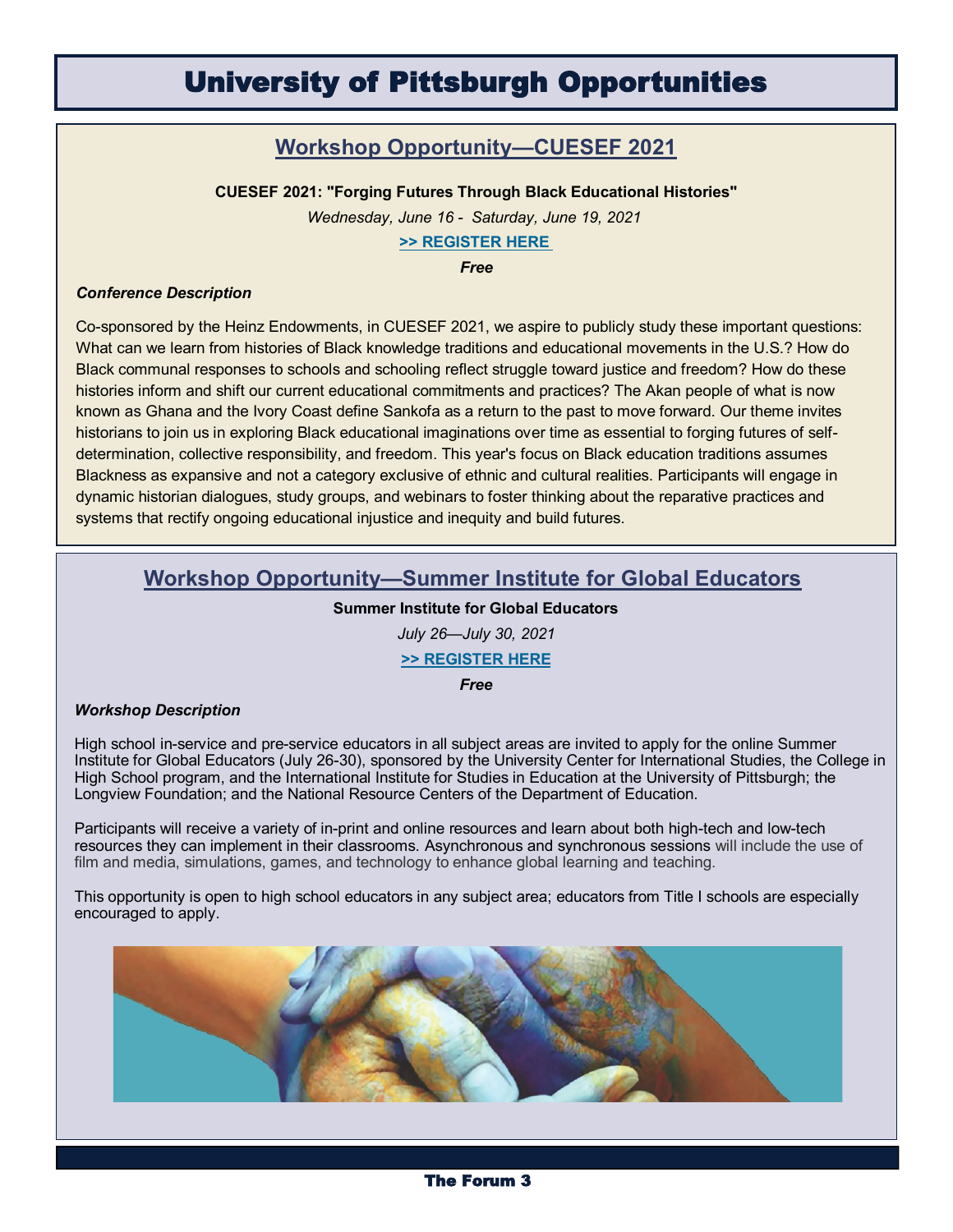# University of Pittsburgh Opportunities

## Workshop Opportunity—CUESEF 2021

**CUESEF 2021: "Forging Futures Through Black Educational Histories"**

*Wednesday, June 16 - Saturday, June 19, 2021*

**>> REGISTER HERE**

***Free***

***Conference Description***

Co-sponsored by the Heinz Endowments, in CUESEF 2021, we aspire to publicly study these important questions: What can we learn from histories of Black knowledge traditions and educational movements in the U.S.? How do Black communal responses to schools and schooling reflect struggle toward justice and freedom? How do these histories inform and shift our current educational commitments and practices? The Akan people of what is now known as Ghana and the Ivory Coast define Sankofa as a return to the past to move forward. Our theme invites historians to join us in exploring Black educational imaginations over time as essential to forging futures of self-determination, collective responsibility, and freedom. This year's focus on Black education traditions assumes Blackness as expansive and not a category exclusive of ethnic and cultural realities. Participants will engage in dynamic historian dialogues, study groups, and webinars to foster thinking about the reparative practices and systems that rectify ongoing educational injustice and inequity and build futures.

## Workshop Opportunity—Summer Institute for Global Educators

**Summer Institute for Global Educators**

*July 26—July 30, 2021*

**>> REGISTER HERE**

***Free***

***Workshop Description***

High school in-service and pre-service educators in all subject areas are invited to apply for the online Summer Institute for Global Educators (July 26-30), sponsored by the University Center for International Studies, the College in High School program, and the International Institute for Studies in Education at the University of Pittsburgh; the Longview Foundation; and the National Resource Centers of the Department of Education.

Participants will receive a variety of in-print and online resources and learn about both high-tech and low-tech resources they can implement in their classrooms. Asynchronous and synchronous sessions will include the use of film and media, simulations, games, and technology to enhance global learning and teaching.

This opportunity is open to high school educators in any subject area; educators from Title I schools are especially encouraged to apply.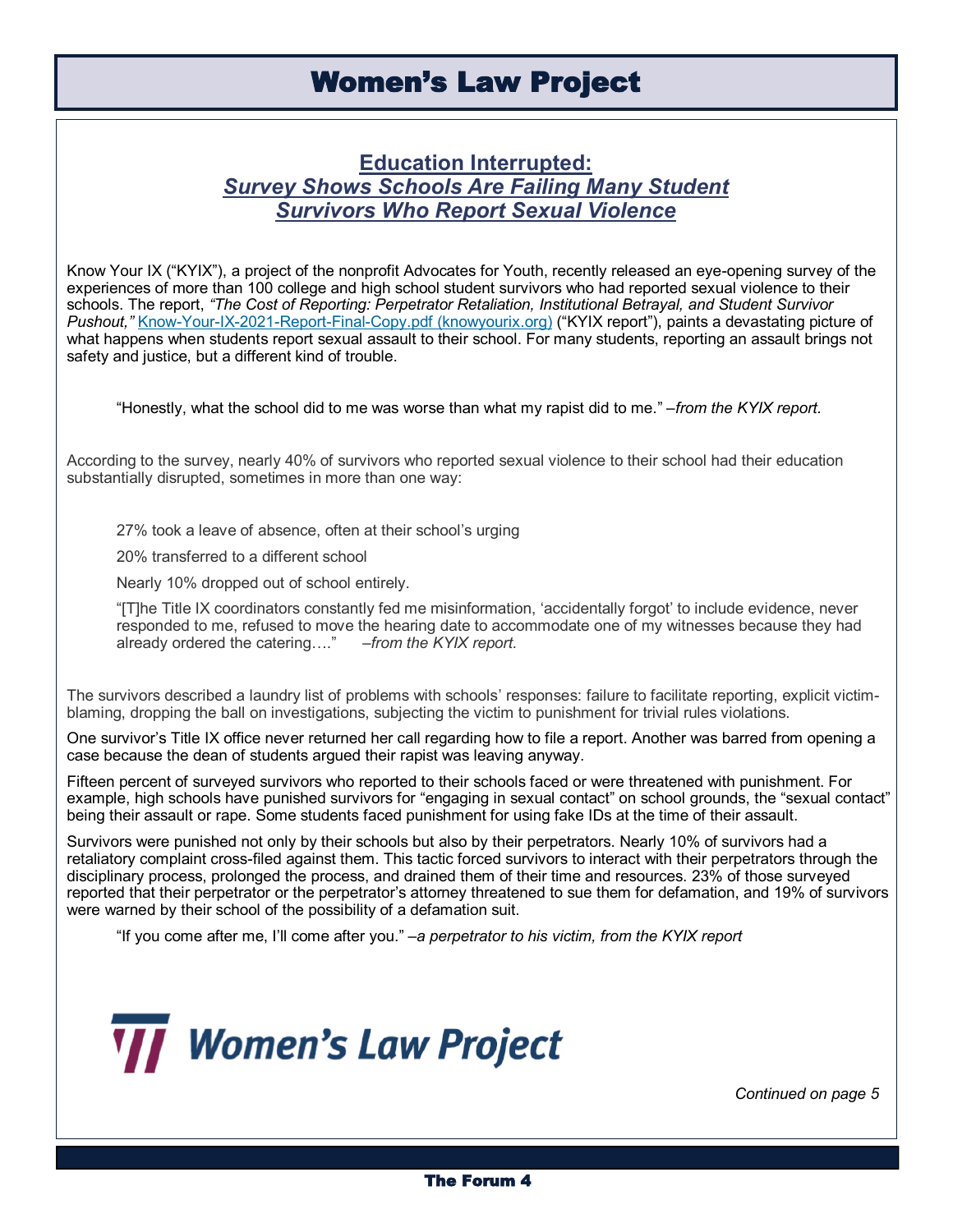# Women's Law Project

## Education Interrupted:
## *Survey Shows Schools Are Failing Many Student Survivors Who Report Sexual Violence*

Know Your IX ("KYIX"), a project of the nonprofit Advocates for Youth, recently released an eye-opening survey of the experiences of more than 100 college and high school student survivors who had reported sexual violence to their schools. The report, *"The Cost of Reporting: Perpetrator Retaliation, Institutional Betrayal, and Student Survivor Pushout,"* [Know-Your-IX-2021-Report-Final-Copy.pdf (knowyourix.org)](Know-Your-IX-2021-Report-Final-Copy.pdf) ("KYIX report"), paints a devastating picture of what happens when students report sexual assault to their school. For many students, reporting an assault brings not safety and justice, but a different kind of trouble.

> "Honestly, what the school did to me was worse than what my rapist did to me." *–from the KYIX report.*

According to the survey, nearly 40% of survivors who reported sexual violence to their school had their education substantially disrupted, sometimes in more than one way:

> 27% took a leave of absence, often at their school's urging
>
> 20% transferred to a different school
>
> Nearly 10% dropped out of school entirely.
>
> "[T]he Title IX coordinators constantly fed me misinformation, 'accidentally forgot' to include evidence, never responded to me, refused to move the hearing date to accommodate one of my witnesses because they had already ordered the catering…." *–from the KYIX report.*

The survivors described a laundry list of problems with schools' responses: failure to facilitate reporting, explicit victim-blaming, dropping the ball on investigations, subjecting the victim to punishment for trivial rules violations.

One survivor's Title IX office never returned her call regarding how to file a report. Another was barred from opening a case because the dean of students argued their rapist was leaving anyway.

Fifteen percent of surveyed survivors who reported to their schools faced or were threatened with punishment. For example, high schools have punished survivors for "engaging in sexual contact" on school grounds, the "sexual contact" being their assault or rape. Some students faced punishment for using fake IDs at the time of their assault.

Survivors were punished not only by their schools but also by their perpetrators. Nearly 10% of survivors had a retaliatory complaint cross-filed against them. This tactic forced survivors to interact with their perpetrators through the disciplinary process, prolonged the process, and drained them of their time and resources. 23% of those surveyed reported that their perpetrator or the perpetrator's attorney threatened to sue them for defamation, and 19% of survivors were warned by their school of the possibility of a defamation suit.

> "If you come after me, I'll come after you." *–a perpetrator to his victim, from the KYIX report*

Women's Law Project

*Continued on page 5*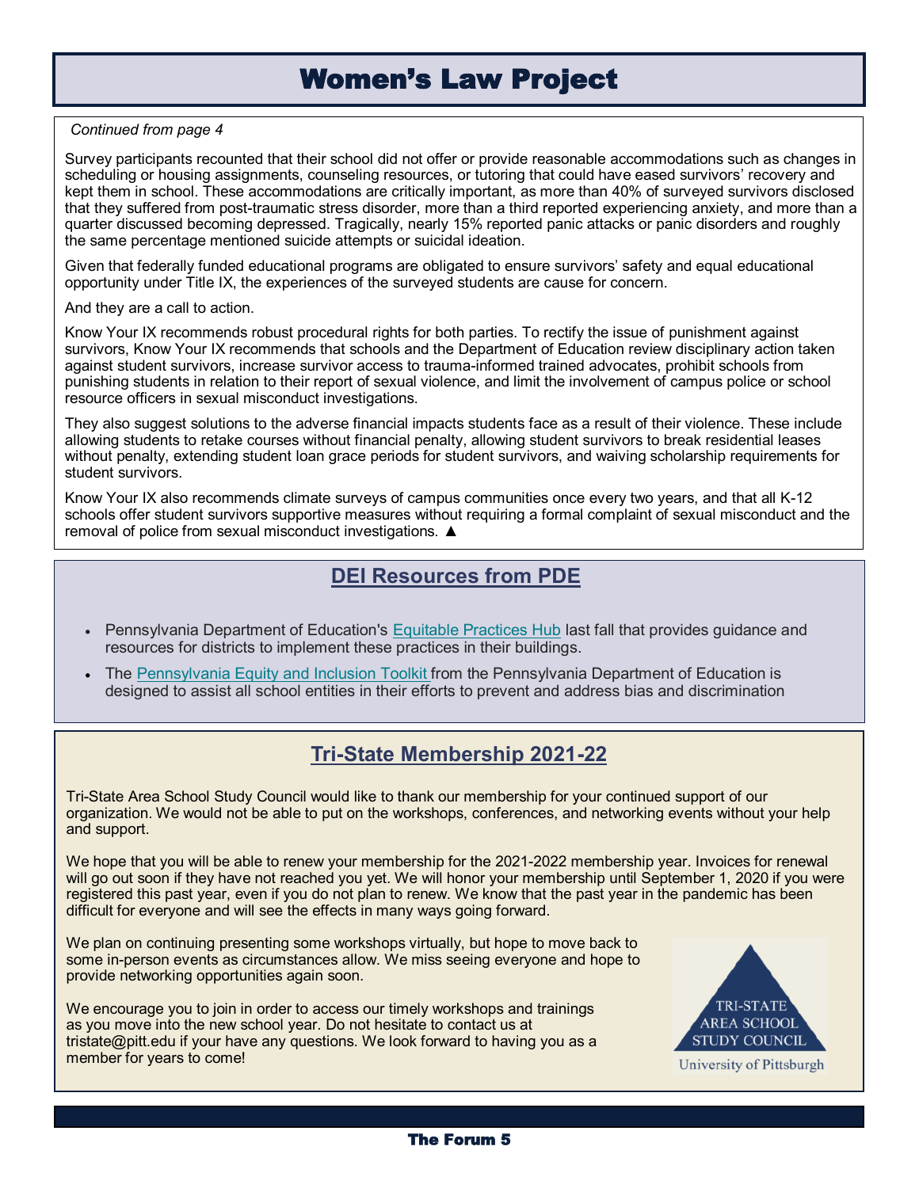# Women's Law Project

*Continued from page 4*

Survey participants recounted that their school did not offer or provide reasonable accommodations such as changes in scheduling or housing assignments, counseling resources, or tutoring that could have eased survivors' recovery and kept them in school. These accommodations are critically important, as more than 40% of surveyed survivors disclosed that they suffered from post-traumatic stress disorder, more than a third reported experiencing anxiety, and more than a quarter discussed becoming depressed. Tragically, nearly 15% reported panic attacks or panic disorders and roughly the same percentage mentioned suicide attempts or suicidal ideation.

Given that federally funded educational programs are obligated to ensure survivors' safety and equal educational opportunity under Title IX, the experiences of the surveyed students are cause for concern.

And they are a call to action.

Know Your IX recommends robust procedural rights for both parties. To rectify the issue of punishment against survivors, Know Your IX recommends that schools and the Department of Education review disciplinary action taken against student survivors, increase survivor access to trauma-informed trained advocates, prohibit schools from punishing students in relation to their report of sexual violence, and limit the involvement of campus police or school resource officers in sexual misconduct investigations.

They also suggest solutions to the adverse financial impacts students face as a result of their violence. These include allowing students to retake courses without financial penalty, allowing student survivors to break residential leases without penalty, extending student loan grace periods for student survivors, and waiving scholarship requirements for student survivors.

Know Your IX also recommends climate surveys of campus communities once every two years, and that all K-12 schools offer student survivors supportive measures without requiring a formal complaint of sexual misconduct and the removal of police from sexual misconduct investigations. ▲

## DEI Resources from PDE

- Pennsylvania Department of Education's Equitable Practices Hub last fall that provides guidance and resources for districts to implement these practices in their buildings.
- The Pennsylvania Equity and Inclusion Toolkit from the Pennsylvania Department of Education is designed to assist all school entities in their efforts to prevent and address bias and discrimination

## Tri-State Membership 2021-22

Tri-State Area School Study Council would like to thank our membership for your continued support of our organization. We would not be able to put on the workshops, conferences, and networking events without your help and support.

We hope that you will be able to renew your membership for the 2021-2022 membership year. Invoices for renewal will go out soon if they have not reached you yet. We will honor your membership until September 1, 2020 if you were registered this past year, even if you do not plan to renew. We know that the past year in the pandemic has been difficult for everyone and will see the effects in many ways going forward.

We plan on continuing presenting some workshops virtually, but hope to move back to some in-person events as circumstances allow. We miss seeing everyone and hope to provide networking opportunities again soon.

We encourage you to join in order to access our timely workshops and trainings as you move into the new school year. Do not hesitate to contact us at tristate@pitt.edu if your have any questions. We look forward to having you as a member for years to come!

TRI-STATE AREA SCHOOL STUDY COUNCIL

University of Pittsburgh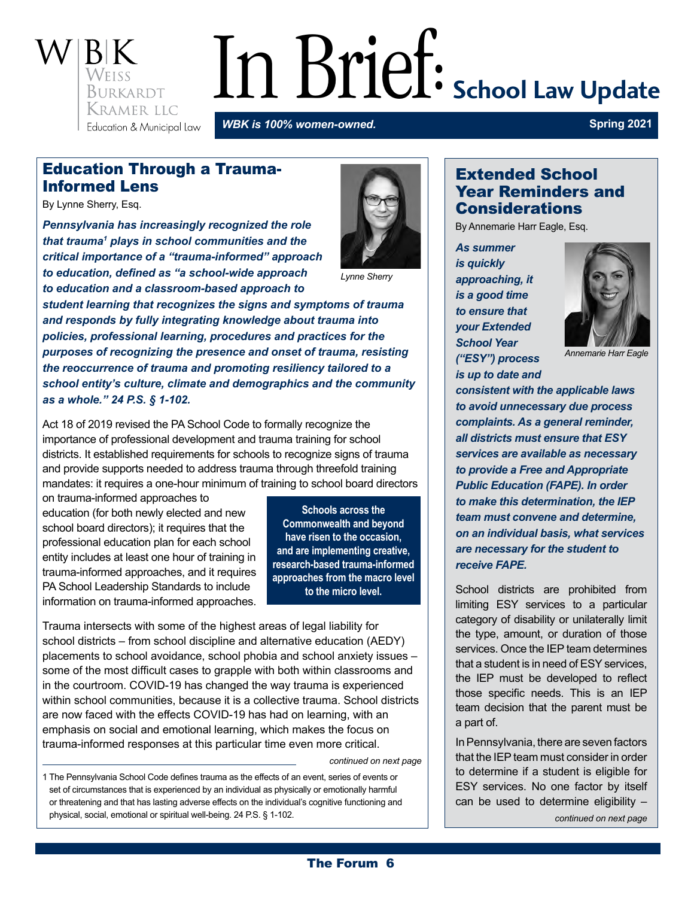# In Brief: School Law Update

WBK Weiss Burkardt Kramer LLC Education & Municipal Law

*WBK is 100% women-owned.* **Spring 2021**

## Education Through a Trauma-Informed Lens

By Lynne Sherry, Esq.

Lynne Sherry

***Pennsylvania has increasingly recognized the role that trauma[1] plays in school communities and the critical importance of a "trauma-informed" approach to education, defined as "a school-wide approach to education and a classroom-based approach to student learning that recognizes the signs and symptoms of trauma and responds by fully integrating knowledge about trauma into policies, professional learning, procedures and practices for the purposes of recognizing the presence and onset of trauma, resisting the reoccurrence of trauma and promoting resiliency tailored to a school entity's culture, climate and demographics and the community as a whole." 24 P.S. § 1-102.***

Act 18 of 2019 revised the PA School Code to formally recognize the importance of professional development and trauma training for school districts. It established requirements for schools to recognize signs of trauma and provide supports needed to address trauma through threefold training mandates: it requires a one-hour minimum of training to school board directors on trauma-informed approaches to education (for both newly elected and new school board directors); it requires that the professional education plan for each school entity includes at least one hour of training in trauma-informed approaches, and it requires PA School Leadership Standards to include information on trauma-informed approaches.

**Schools across the Commonwealth and beyond have risen to the occasion, and are implementing creative, research-based trauma-informed approaches from the macro level to the micro level.**

Trauma intersects with some of the highest areas of legal liability for school districts – from school discipline and alternative education (AEDY) placements to school avoidance, school phobia and school anxiety issues – some of the most difficult cases to grapple with both within classrooms and in the courtroom. COVID-19 has changed the way trauma is experienced within school communities, because it is a collective trauma. School districts are now faced with the effects COVID-19 has had on learning, with an emphasis on social and emotional learning, which makes the focus on trauma-informed responses at this particular time even more critical.

*continued on next page*

1 The Pennsylvania School Code defines trauma as the effects of an event, series of events or set of circumstances that is experienced by an individual as physically or emotionally harmful or threatening and that has lasting adverse effects on the individual's cognitive functioning and physical, social, emotional or spiritual well-being. 24 P.S. § 1-102.

## Extended School Year Reminders and Considerations

By Annemarie Harr Eagle, Esq.

Annemarie Harr Eagle

***As summer is quickly approaching, it is a good time to ensure that your Extended School Year ("ESY") process is up to date and consistent with the applicable laws to avoid unnecessary due process complaints. As a general reminder, all districts must ensure that ESY services are available as necessary to provide a Free and Appropriate Public Education (FAPE). In order to make this determination, the IEP team must convene and determine, on an individual basis, what services are necessary for the student to receive FAPE.***

School districts are prohibited from limiting ESY services to a particular category of disability or unilaterally limit the type, amount, or duration of those services. Once the IEP team determines that a student is in need of ESY services, the IEP must be developed to reflect those specific needs. This is an IEP team decision that the parent must be a part of.

In Pennsylvania, there are seven factors that the IEP team must consider in order to determine if a student is eligible for ESY services. No one factor by itself can be used to determine eligibility –

*continued on next page*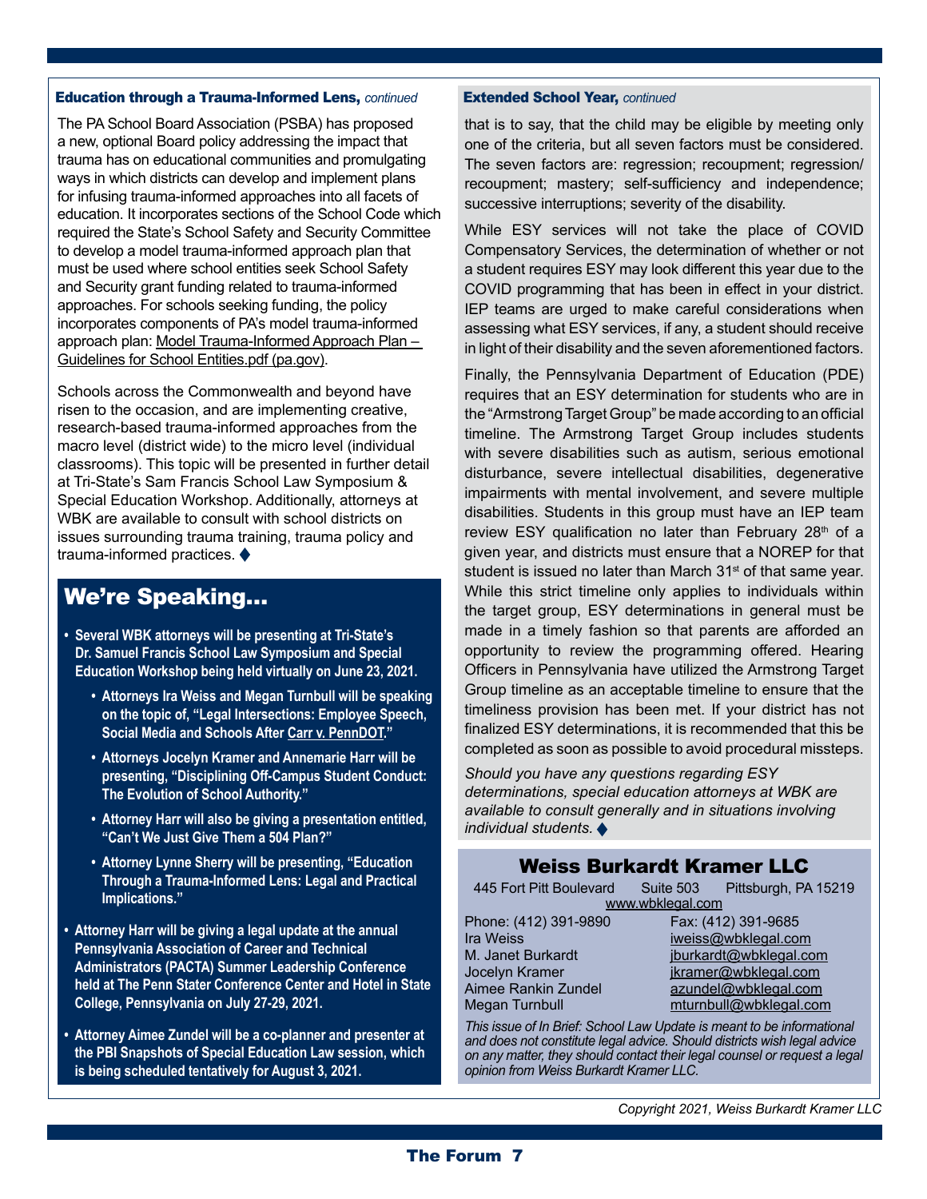### Education through a Trauma-Informed Lens, *continued*

The PA School Board Association (PSBA) has proposed a new, optional Board policy addressing the impact that trauma has on educational communities and promulgating ways in which districts can develop and implement plans for infusing trauma-informed approaches into all facets of education. It incorporates sections of the School Code which required the State's School Safety and Security Committee to develop a model trauma-informed approach plan that must be used where school entities seek School Safety and Security grant funding related to trauma-informed approaches. For schools seeking funding, the policy incorporates components of PA's model trauma-informed approach plan: Model Trauma-Informed Approach Plan – Guidelines for School Entities.pdf (pa.gov).

Schools across the Commonwealth and beyond have risen to the occasion, and are implementing creative, research-based trauma-informed approaches from the macro level (district wide) to the micro level (individual classrooms). This topic will be presented in further detail at Tri-State's Sam Francis School Law Symposium & Special Education Workshop. Additionally, attorneys at WBK are available to consult with school districts on issues surrounding trauma training, trauma policy and trauma-informed practices. ♦

## We're Speaking...

- **Several WBK attorneys will be presenting at Tri-State's Dr. Samuel Francis School Law Symposium and Special Education Workshop being held virtually on June 23, 2021.**
  - **Attorneys Ira Weiss and Megan Turnbull will be speaking on the topic of, "Legal Intersections: Employee Speech, Social Media and Schools After Carr v. PennDOT."**
  - **Attorneys Jocelyn Kramer and Annemarie Harr will be presenting, "Disciplining Off-Campus Student Conduct: The Evolution of School Authority."**
  - **Attorney Harr will also be giving a presentation entitled, "Can't We Just Give Them a 504 Plan?"**
  - **Attorney Lynne Sherry will be presenting, "Education Through a Trauma-Informed Lens: Legal and Practical Implications."**
- **Attorney Harr will be giving a legal update at the annual Pennsylvania Association of Career and Technical Administrators (PACTA) Summer Leadership Conference held at The Penn Stater Conference Center and Hotel in State College, Pennsylvania on July 27-29, 2021.**
- **Attorney Aimee Zundel will be a co-planner and presenter at the PBI Snapshots of Special Education Law session, which is being scheduled tentatively for August 3, 2021.**

### Extended School Year, *continued*

that is to say, that the child may be eligible by meeting only one of the criteria, but all seven factors must be considered. The seven factors are: regression; recoupment; regression/recoupment; mastery; self-sufficiency and independence; successive interruptions; severity of the disability.

While ESY services will not take the place of COVID Compensatory Services, the determination of whether or not a student requires ESY may look different this year due to the COVID programming that has been in effect in your district. IEP teams are urged to make careful considerations when assessing what ESY services, if any, a student should receive in light of their disability and the seven aforementioned factors.

Finally, the Pennsylvania Department of Education (PDE) requires that an ESY determination for students who are in the "Armstrong Target Group" be made according to an official timeline. The Armstrong Target Group includes students with severe disabilities such as autism, serious emotional disturbance, severe intellectual disabilities, degenerative impairments with mental involvement, and severe multiple disabilities. Students in this group must have an IEP team review ESY qualification no later than February 28th of a given year, and districts must ensure that a NOREP for that student is issued no later than March 31st of that same year. While this strict timeline only applies to individuals within the target group, ESY determinations in general must be made in a timely fashion so that parents are afforded an opportunity to review the programming offered. Hearing Officers in Pennsylvania have utilized the Armstrong Target Group timeline as an acceptable timeline to ensure that the timeliness provision has been met. If your district has not finalized ESY determinations, it is recommended that this be completed as soon as possible to avoid procedural missteps.

*Should you have any questions regarding ESY determinations, special education attorneys at WBK are available to consult generally and in situations involving individual students.* ♦

## Weiss Burkardt Kramer LLC

445 Fort Pitt Boulevard Suite 503 Pittsburgh, PA 15219
www.wbklegal.com

| | |
|---|---|
| Phone: (412) 391-9890 | Fax: (412) 391-9685 |
| Ira Weiss | iweiss@wbklegal.com |
| M. Janet Burkardt | jburkardt@wbklegal.com |
| Jocelyn Kramer | jkramer@wbklegal.com |
| Aimee Rankin Zundel | azundel@wbklegal.com |
| Megan Turnbull | mturnbull@wbklegal.com |

*This issue of In Brief: School Law Update is meant to be informational and does not constitute legal advice. Should districts wish legal advice on any matter, they should contact their legal counsel or request a legal opinion from Weiss Burkardt Kramer LLC.*

*Copyright 2021, Weiss Burkardt Kramer LLC*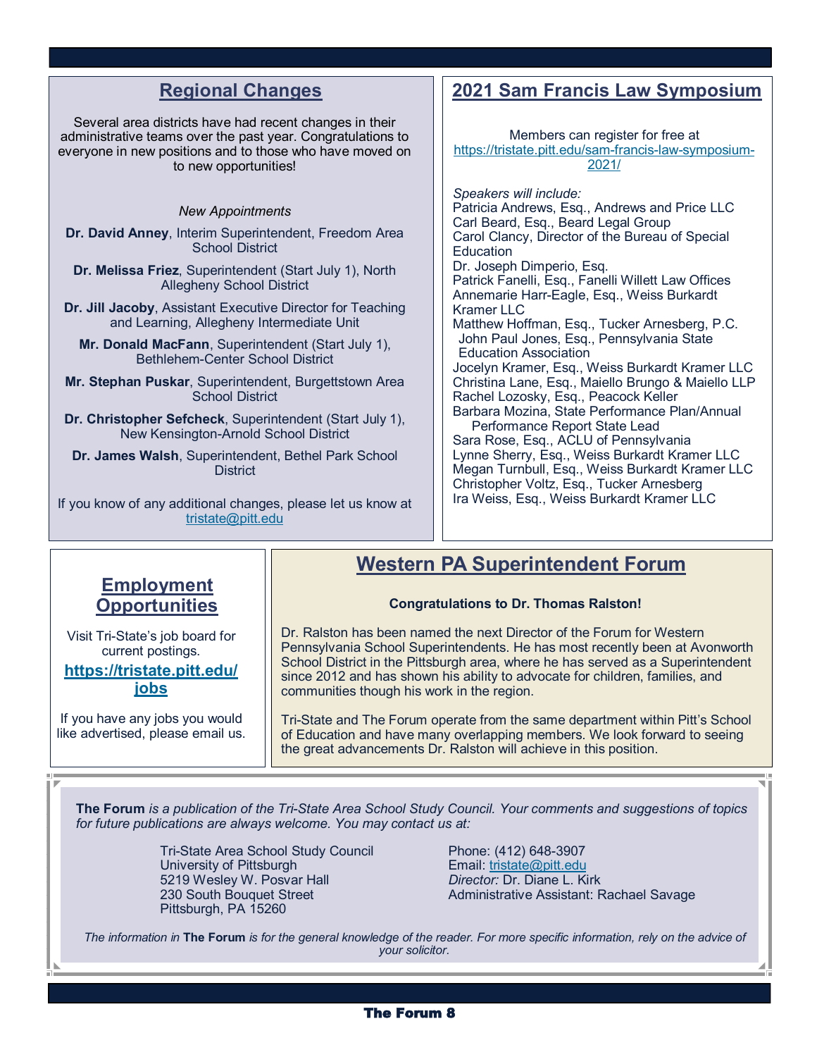## Regional Changes

Several area districts have had recent changes in their administrative teams over the past year. Congratulations to everyone in new positions and to those who have moved on to new opportunities!

*New Appointments*

**Dr. David Anney**, Interim Superintendent, Freedom Area School District

**Dr. Melissa Friez**, Superintendent (Start July 1), North Allegheny School District

**Dr. Jill Jacoby**, Assistant Executive Director for Teaching and Learning, Allegheny Intermediate Unit

**Mr. Donald MacFann**, Superintendent (Start July 1), Bethlehem-Center School District

**Mr. Stephan Puskar**, Superintendent, Burgettstown Area School District

**Dr. Christopher Sefcheck**, Superintendent (Start July 1), New Kensington-Arnold School District

**Dr. James Walsh**, Superintendent, Bethel Park School District

If you know of any additional changes, please let us know at tristate@pitt.edu

## 2021 Sam Francis Law Symposium

Members can register for free at https://tristate.pitt.edu/sam-francis-law-symposium-2021/

*Speakers will include:*

Patricia Andrews, Esq., Andrews and Price LLC
Carl Beard, Esq., Beard Legal Group
Carol Clancy, Director of the Bureau of Special Education
Dr. Joseph Dimperio, Esq.
Patrick Fanelli, Esq., Fanelli Willett Law Offices
Annemarie Harr-Eagle, Esq., Weiss Burkardt Kramer LLC
Matthew Hoffman, Esq., Tucker Arnesberg, P.C.
John Paul Jones, Esq., Pennsylvania State Education Association
Jocelyn Kramer, Esq., Weiss Burkardt Kramer LLC
Christina Lane, Esq., Maiello Brungo & Maiello LLP
Rachel Lozosky, Esq., Peacock Keller
Barbara Mozina, State Performance Plan/Annual Performance Report State Lead
Sara Rose, Esq., ACLU of Pennsylvania
Lynne Sherry, Esq., Weiss Burkardt Kramer LLC
Megan Turnbull, Esq., Weiss Burkardt Kramer LLC
Christopher Voltz, Esq., Tucker Arnesberg
Ira Weiss, Esq., Weiss Burkardt Kramer LLC

## Employment Opportunities

Visit Tri-State's job board for current postings.

**https://tristate.pitt.edu/jobs**

If you have any jobs you would like advertised, please email us.

## Western PA Superintendent Forum

**Congratulations to Dr. Thomas Ralston!**

Dr. Ralston has been named the next Director of the Forum for Western Pennsylvania School Superintendents. He has most recently been at Avonworth School District in the Pittsburgh area, where he has served as a Superintendent since 2012 and has shown his ability to advocate for children, families, and communities though his work in the region.

Tri-State and The Forum operate from the same department within Pitt's School of Education and have many overlapping members. We look forward to seeing the great advancements Dr. Ralston will achieve in this position.

**The Forum** *is a publication of the Tri-State Area School Study Council. Your comments and suggestions of topics for future publications are always welcome. You may contact us at:*

Tri-State Area School Study Council
University of Pittsburgh
5219 Wesley W. Posvar Hall
230 South Bouquet Street
Pittsburgh, PA 15260

Phone: (412) 648-3907
Email: tristate@pitt.edu
*Director:* Dr. Diane L. Kirk
Administrative Assistant: Rachael Savage

*The information in* **The Forum** *is for the general knowledge of the reader. For more specific information, rely on the advice of your solicitor.*